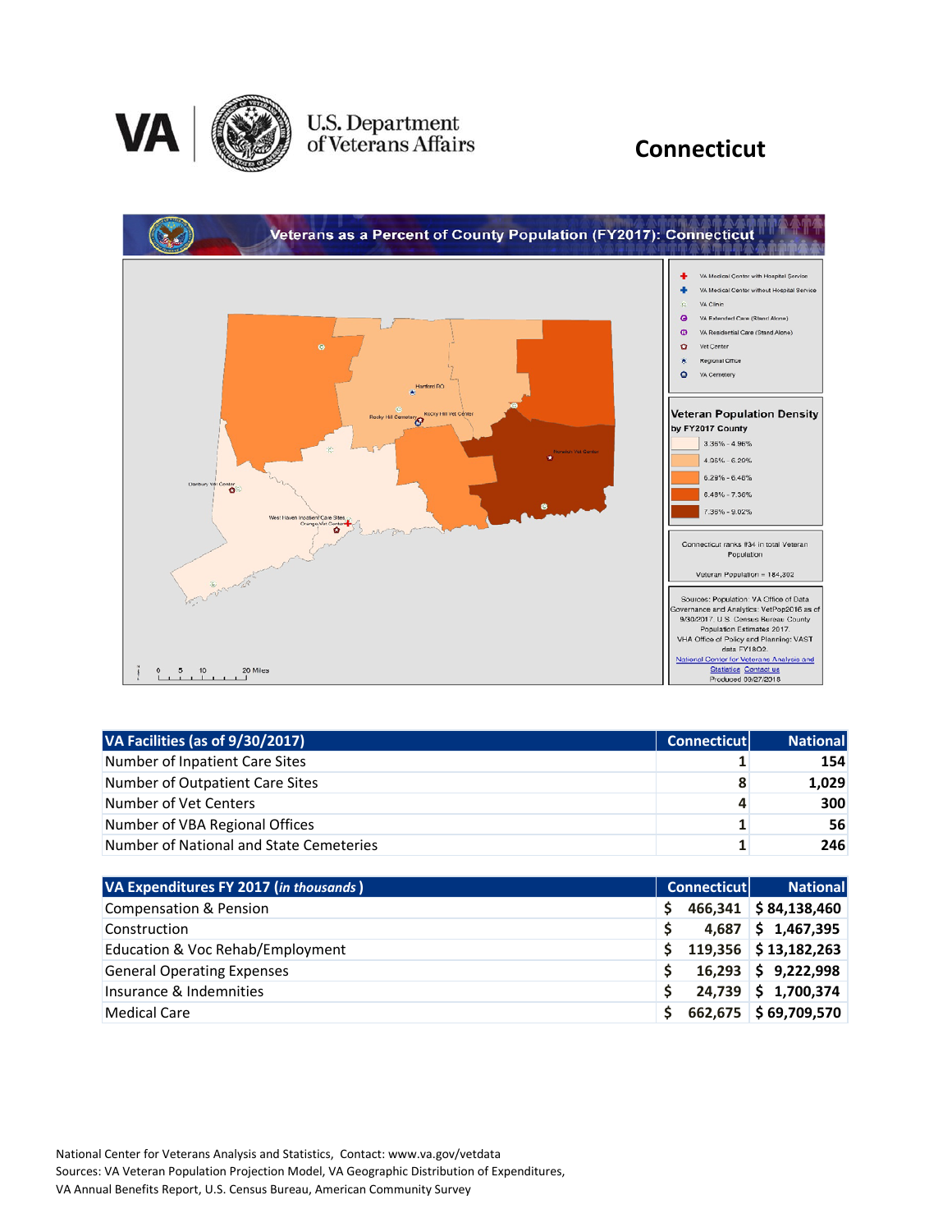# Connecticut

U.S. Department of Veterans Affairs

## Veterans as a Percent of County Population (FY2017): Connecticut

VA Medical Center with Hospital Service
VA Medical Center without Hospital Service
VA Clinic
VA Extended Care (Stand Alone)
VA Residential Care (Stand Alone)
Vet Center
Regional Office
VA Cemetery

**Veteran Population Density by FY2017 County**

- 3.35% - 4.95%
- 4.95% - 6.20%
- 6.29% - 6.46%
- 6.48% - 7.36%
- 7.36% - 9.02%

Connecticut ranks #34 in total Veteran Population

Veteran Population = 184,302

Sources: Population: VA Office of Data Governance and Analytics: VetPop2016 as of 9/30/2017. U.S. Census Bureau: County Population Estimates 2017. VHA Office of Policy and Planning: VAST data FY18Q2.
National Center for Veterans Analysis and Statistics Contact us
Produced 09/27/2018

| VA Facilities (as of 9/30/2017) | Connecticut | National |
|---|---|---|
| Number of Inpatient Care Sites | 1 | 154 |
| Number of Outpatient Care Sites | 8 | 1,029 |
| Number of Vet Centers | 4 | 300 |
| Number of VBA Regional Offices | 1 | 56 |
| Number of National and State Cemeteries | 1 | 246 |

| VA Expenditures FY 2017 (*in thousands*) | Connecticut | National |
|---|---|---|
| Compensation & Pension | $ 466,341 | $ 84,138,460 |
| Construction | $ 4,687 | $ 1,467,395 |
| Education & Voc Rehab/Employment | $ 119,356 | $ 13,182,263 |
| General Operating Expenses | $ 16,293 | $ 9,222,998 |
| Insurance & Indemnities | $ 24,739 | $ 1,700,374 |
| Medical Care | $ 662,675 | $ 69,709,570 |

National Center for Veterans Analysis and Statistics, Contact: www.va.gov/vetdata
Sources: VA Veteran Population Projection Model, VA Geographic Distribution of Expenditures, VA Annual Benefits Report, U.S. Census Bureau, American Community Survey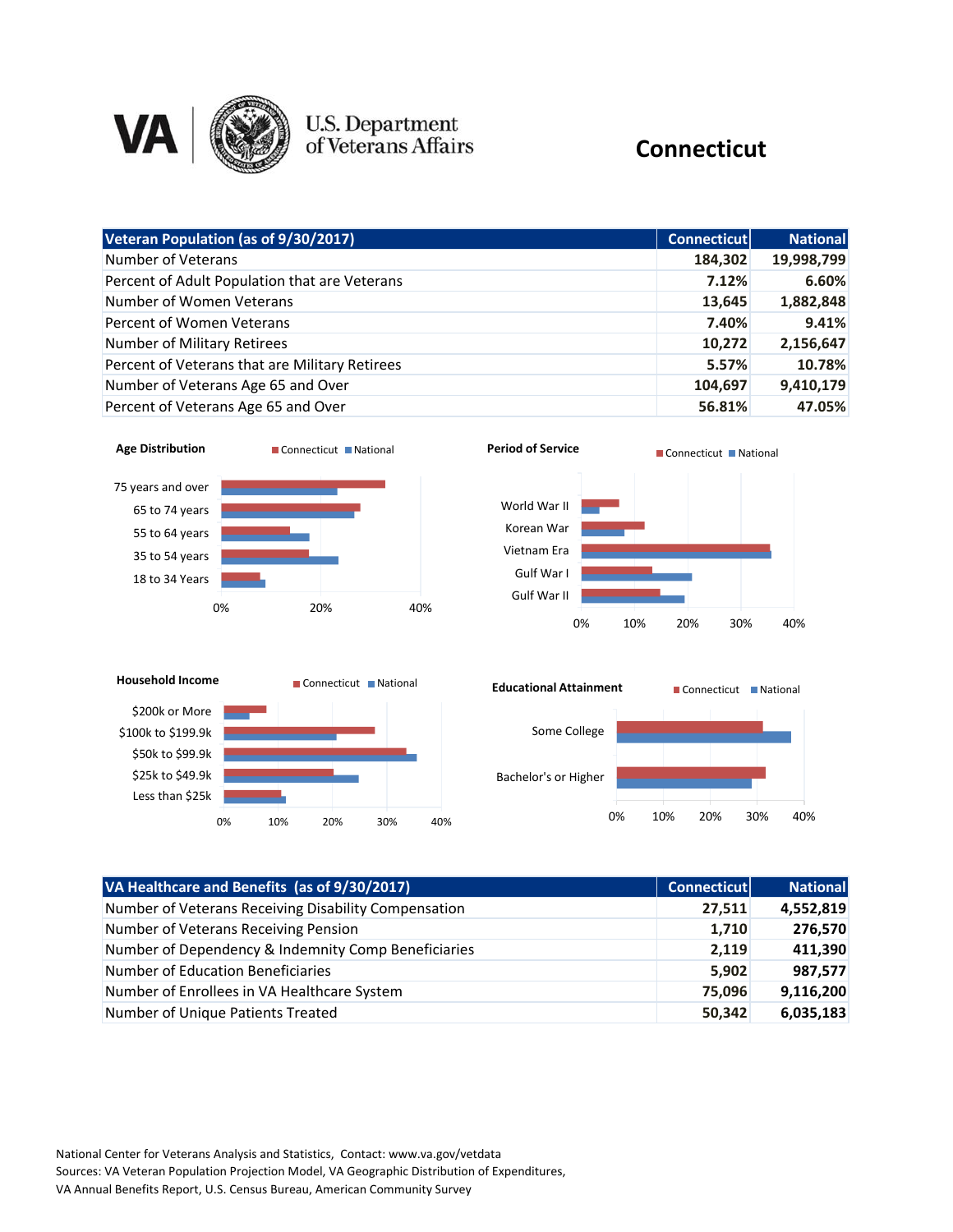# Connecticut

U.S. Department of Veterans Affairs

| Veteran Population (as of 9/30/2017) | Connecticut | National |
|---|---|---|
| Number of Veterans | 184,302 | 19,998,799 |
| Percent of Adult Population that are Veterans | 7.12% | 6.60% |
| Number of Women Veterans | 13,645 | 1,882,848 |
| Percent of Women Veterans | 7.40% | 9.41% |
| Number of Military Retirees | 10,272 | 2,156,647 |
| Percent of Veterans that are Military Retirees | 5.57% | 10.78% |
| Number of Veterans Age 65 and Over | 104,697 | 9,410,179 |
| Percent of Veterans Age 65 and Over | 56.81% | 47.05% |

**Age Distribution** (Connecticut, National)

Categories: 75 years and over; 65 to 74 years; 55 to 64 years; 35 to 54 years; 18 to 34 Years

**Period of Service** (Connecticut, National)

Categories: World War II; Korean War; Vietnam Era; Gulf War I; Gulf War II

**Household Income** (Connecticut, National)

Categories: $200k or More; $100k to $199.9k; $50k to $99.9k; $25k to $49.9k; Less than $25k

**Educational Attainment** (Connecticut, National)

Categories: Some College; Bachelor's or Higher

| VA Healthcare and Benefits (as of 9/30/2017) | Connecticut | National |
|---|---|---|
| Number of Veterans Receiving Disability Compensation | 27,511 | 4,552,819 |
| Number of Veterans Receiving Pension | 1,710 | 276,570 |
| Number of Dependency & Indemnity Comp Beneficiaries | 2,119 | 411,390 |
| Number of Education Beneficiaries | 5,902 | 987,577 |
| Number of Enrollees in VA Healthcare System | 75,096 | 9,116,200 |
| Number of Unique Patients Treated | 50,342 | 6,035,183 |

National Center for Veterans Analysis and Statistics, Contact: www.va.gov/vetdata
Sources: VA Veteran Population Projection Model, VA Geographic Distribution of Expenditures, VA Annual Benefits Report, U.S. Census Bureau, American Community Survey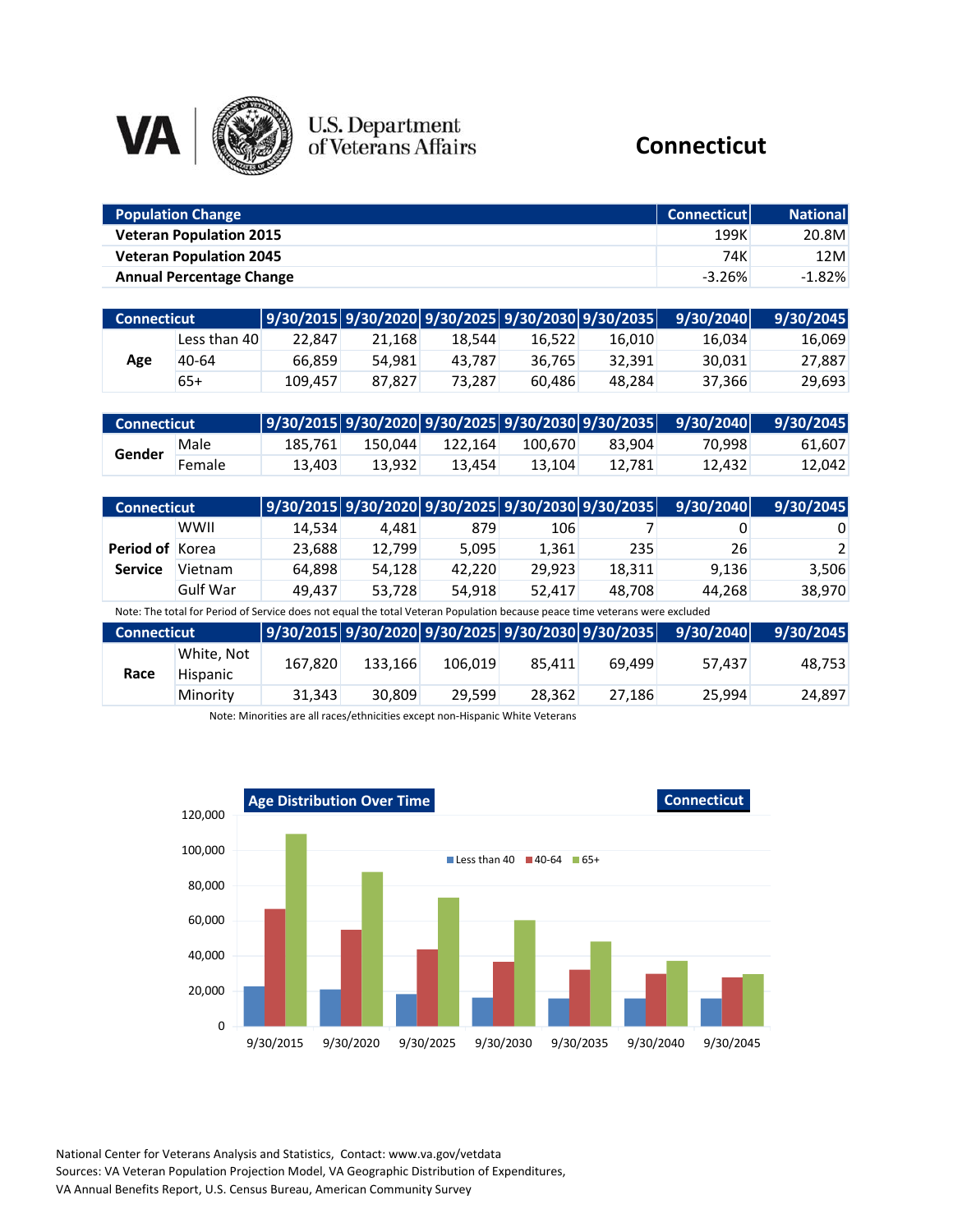U.S. Department of Veterans Affairs

# Connecticut

| Population Change | Connecticut | National |
|---|---|---|
| **Veteran Population 2015** | 199K | 20.8M |
| **Veteran Population 2045** | 74K | 12M |
| **Annual Percentage Change** | -3.26% | -1.82% |

| Connecticut | | 9/30/2015 | 9/30/2020 | 9/30/2025 | 9/30/2030 | 9/30/2035 | 9/30/2040 | 9/30/2045 |
|---|---|---|---|---|---|---|---|---|
| **Age** | Less than 40 | 22,847 | 21,168 | 18,544 | 16,522 | 16,010 | 16,034 | 16,069 |
| | 40-64 | 66,859 | 54,981 | 43,787 | 36,765 | 32,391 | 30,031 | 27,887 |
| | 65+ | 109,457 | 87,827 | 73,287 | 60,486 | 48,284 | 37,366 | 29,693 |

| Connecticut | | 9/30/2015 | 9/30/2020 | 9/30/2025 | 9/30/2030 | 9/30/2035 | 9/30/2040 | 9/30/2045 |
|---|---|---|---|---|---|---|---|---|
| **Gender** | Male | 185,761 | 150,044 | 122,164 | 100,670 | 83,904 | 70,998 | 61,607 |
| | Female | 13,403 | 13,932 | 13,454 | 13,104 | 12,781 | 12,432 | 12,042 |

| Connecticut | | 9/30/2015 | 9/30/2020 | 9/30/2025 | 9/30/2030 | 9/30/2035 | 9/30/2040 | 9/30/2045 |
|---|---|---|---|---|---|---|---|---|
| **Period of Service** | WWII | 14,534 | 4,481 | 879 | 106 | 7 | 0 | 0 |
| | Korea | 23,688 | 12,799 | 5,095 | 1,361 | 235 | 26 | 2 |
| | Vietnam | 64,898 | 54,128 | 42,220 | 29,923 | 18,311 | 9,136 | 3,506 |
| | Gulf War | 49,437 | 53,728 | 54,918 | 52,417 | 48,708 | 44,268 | 38,970 |

Note: The total for Period of Service does not equal the total Veteran Population because peace time veterans were excluded

| Connecticut | | 9/30/2015 | 9/30/2020 | 9/30/2025 | 9/30/2030 | 9/30/2035 | 9/30/2040 | 9/30/2045 |
|---|---|---|---|---|---|---|---|---|
| **Race** | White, Not Hispanic | 167,820 | 133,166 | 106,019 | 85,411 | 69,499 | 57,437 | 48,753 |
| | Minority | 31,343 | 30,809 | 29,599 | 28,362 | 27,186 | 25,994 | 24,897 |

Note: Minorities are all races/ethnicities except non-Hispanic White Veterans

Age Distribution Over Time

Connecticut

Less than 40
40-64
65+

120,000
100,000
80,000
60,000
40,000
20,000
0

9/30/2015
9/30/2020
9/30/2025
9/30/2030
9/30/2035
9/30/2040
9/30/2045

National Center for Veterans Analysis and Statistics, Contact: www.va.gov/vetdata
Sources: VA Veteran Population Projection Model, VA Geographic Distribution of Expenditures, VA Annual Benefits Report, U.S. Census Bureau, American Community Survey